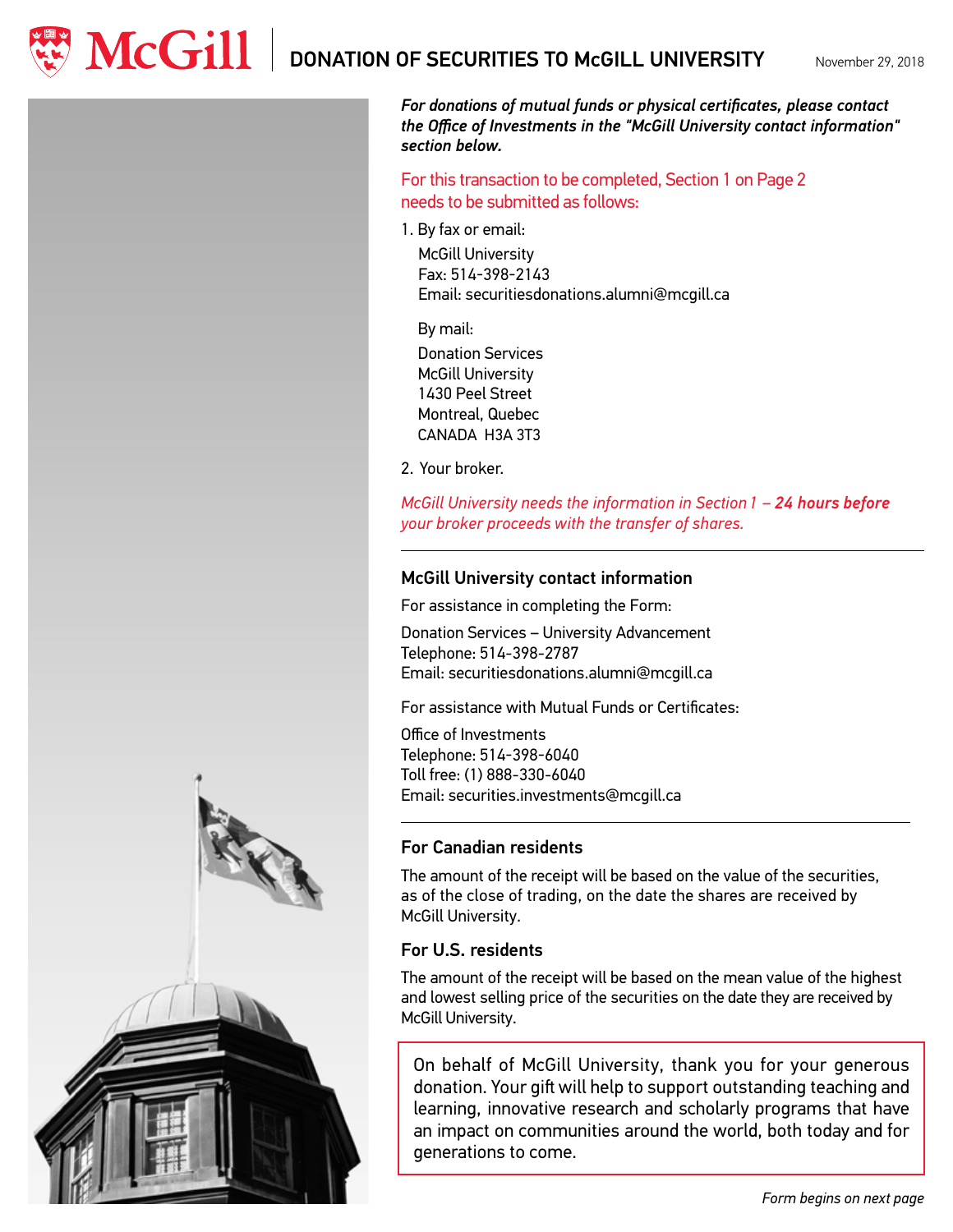# DONATION OF SECURITIES TO McGILL UNIVERSITY

November 29, 2018

***For donations of mutual funds or physical certificates, please contact the Office of Investments in the "McGill University contact information" section below.***

For this transaction to be completed, Section 1 on Page 2 needs to be submitted as follows:

1. By fax or email:

   McGill University
   Fax: 514-398-2143
   Email: securitiesdonations.alumni@mcgill.ca

   By mail:

   Donation Services
   McGill University
   1430 Peel Street
   Montreal, Quebec
   CANADA H3A 3T3

2. Your broker.

*McGill University needs the information in Section 1 – **24 hours before** your broker proceeds with the transfer of shares.*

## McGill University contact information

For assistance in completing the Form:

Donation Services – University Advancement
Telephone: 514-398-2787
Email: securitiesdonations.alumni@mcgill.ca

For assistance with Mutual Funds or Certificates:

Office of Investments
Telephone: 514-398-6040
Toll free: (1) 888-330-6040
Email: securities.investments@mcgill.ca

## For Canadian residents

The amount of the receipt will be based on the value of the securities, as of the close of trading, on the date the shares are received by McGill University.

## For U.S. residents

The amount of the receipt will be based on the mean value of the highest and lowest selling price of the securities on the date they are received by McGill University.

On behalf of McGill University, thank you for your generous donation. Your gift will help to support outstanding teaching and learning, innovative research and scholarly programs that have an impact on communities around the world, both today and for generations to come.

*Form begins on next page*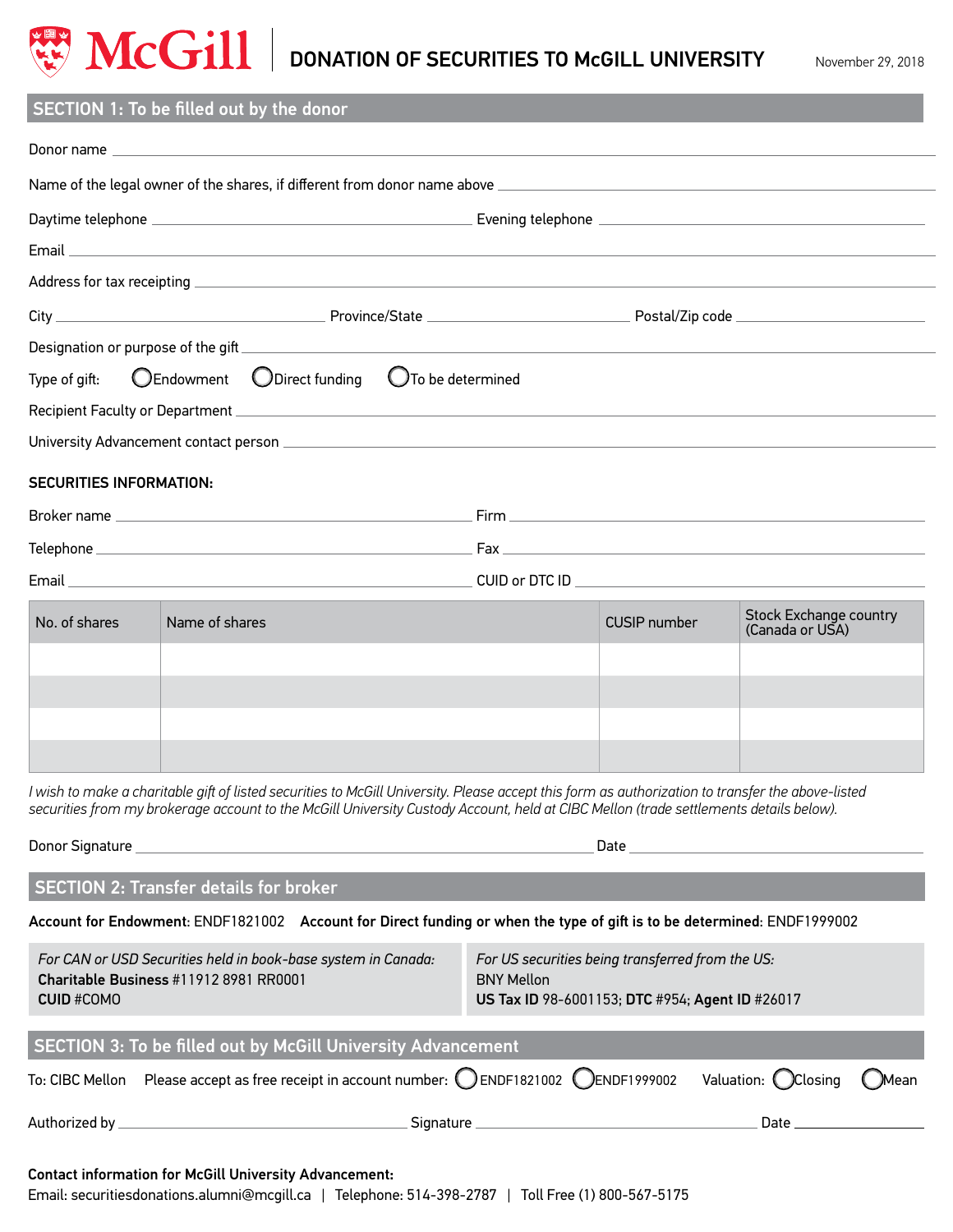# McGill | DONATION OF SECURITIES TO McGILL UNIVERSITY

November 29, 2018

## SECTION 1: To be filled out by the donor

Donor name \_\_\_\_\_\_\_\_\_\_\_\_\_\_\_\_\_\_\_\_\_\_\_\_\_\_\_\_\_\_\_\_\_\_\_\_\_\_\_\_

Name of the legal owner of the shares, if different from donor name above \_\_\_\_\_\_\_\_\_\_\_\_\_\_\_\_\_\_\_\_

Daytime telephone \_\_\_\_\_\_\_\_\_\_\_\_\_\_\_\_\_\_\_\_ Evening telephone \_\_\_\_\_\_\_\_\_\_\_\_\_\_\_\_\_\_\_\_

Email \_\_\_\_\_\_\_\_\_\_\_\_\_\_\_\_\_\_\_\_\_\_\_\_\_\_\_\_\_\_\_\_\_\_\_\_\_\_\_\_

Address for tax receipting \_\_\_\_\_\_\_\_\_\_\_\_\_\_\_\_\_\_\_\_\_\_\_\_\_\_\_\_\_\_\_\_\_\_\_\_\_\_\_\_

City \_\_\_\_\_\_\_\_\_\_\_\_\_\_\_\_ Province/State \_\_\_\_\_\_\_\_\_\_\_\_\_\_\_\_ Postal/Zip code \_\_\_\_\_\_\_\_\_\_\_\_\_\_\_\_

Designation or purpose of the gift \_\_\_\_\_\_\_\_\_\_\_\_\_\_\_\_\_\_\_\_\_\_\_\_\_\_\_\_\_\_\_\_\_\_\_\_\_\_\_\_

Type of gift: ◯ Endowment ◯ Direct funding ◯ To be determined

Recipient Faculty or Department \_\_\_\_\_\_\_\_\_\_\_\_\_\_\_\_\_\_\_\_\_\_\_\_\_\_\_\_\_\_\_\_\_\_\_\_\_\_\_\_

University Advancement contact person \_\_\_\_\_\_\_\_\_\_\_\_\_\_\_\_\_\_\_\_\_\_\_\_\_\_\_\_\_\_\_\_\_\_\_\_\_\_\_\_

### SECURITIES INFORMATION:

Broker name \_\_\_\_\_\_\_\_\_\_\_\_\_\_\_\_\_\_\_\_ Firm \_\_\_\_\_\_\_\_\_\_\_\_\_\_\_\_\_\_\_\_

Telephone \_\_\_\_\_\_\_\_\_\_\_\_\_\_\_\_\_\_\_\_ Fax \_\_\_\_\_\_\_\_\_\_\_\_\_\_\_\_\_\_\_\_

Email \_\_\_\_\_\_\_\_\_\_\_\_\_\_\_\_\_\_\_\_ CUID or DTC ID \_\_\_\_\_\_\_\_\_\_\_\_\_\_\_\_\_\_\_\_

| No. of shares | Name of shares | CUSIP number | Stock Exchange country (Canada or USA) |
|---|---|---|---|
| | | | |
| | | | |
| | | | |
| | | | |

*I wish to make a charitable gift of listed securities to McGill University. Please accept this form as authorization to transfer the above-listed securities from my brokerage account to the McGill University Custody Account, held at CIBC Mellon (trade settlements details below).*

Donor Signature \_\_\_\_\_\_\_\_\_\_\_\_\_\_\_\_\_\_\_\_\_\_\_\_\_\_\_\_\_\_\_\_\_\_\_\_\_\_\_\_ Date \_\_\_\_\_\_\_\_\_\_\_\_\_\_\_\_\_\_\_\_

## SECTION 2: Transfer details for broker

**Account for Endowment**: ENDF1821002 **Account for Direct funding or when the type of gift is to be determined**: ENDF1999002

*For CAN or USD Securities held in book-base system in Canada:*
**Charitable Business** #11912 8981 RR0001
**CUID** #COMO

*For US securities being transferred from the US:*
BNY Mellon
**US Tax ID** 98-6001153; **DTC** #954; **Agent ID** #26017

## SECTION 3: To be filled out by McGill University Advancement

To: CIBC Mellon Please accept as free receipt in account number: ◯ ENDF1821002 ◯ ENDF1999002 Valuation: ◯ Closing ◯ Mean

Authorized by \_\_\_\_\_\_\_\_\_\_\_\_\_\_\_\_\_\_\_\_ Signature \_\_\_\_\_\_\_\_\_\_\_\_\_\_\_\_\_\_\_\_ Date \_\_\_\_\_\_\_\_\_\_\_\_\_\_\_\_

**Contact information for McGill University Advancement:**
Email: securitiesdonations.alumni@mcgill.ca | Telephone: 514-398-2787 | Toll Free (1) 800-567-5175